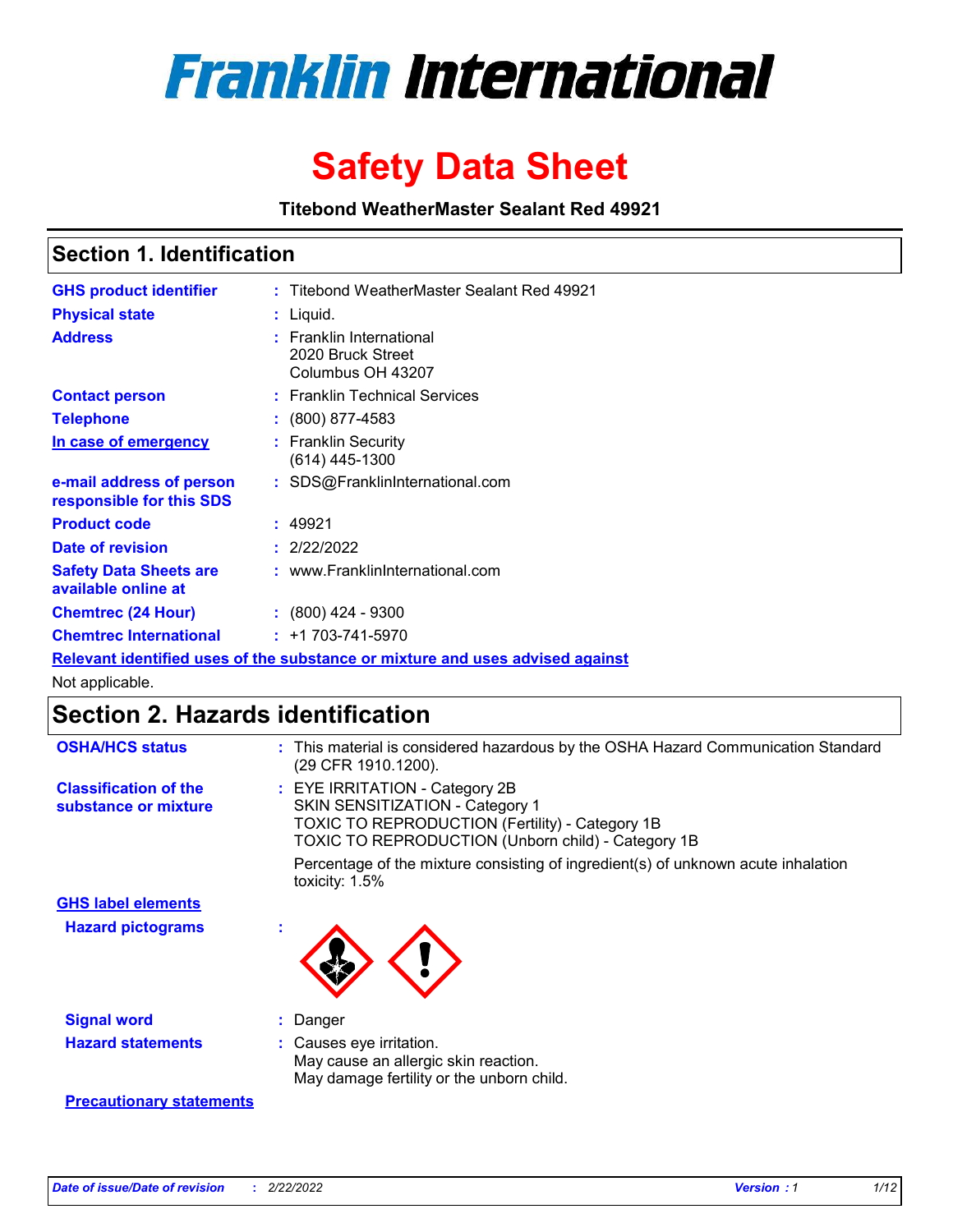# Franklin International

# Safety Data Sheet

**Titebond WeatherMaster Sealant Red 49921**

## Section 1. Identification

**GHS product identifier** : Titebond WeatherMaster Sealant Red 49921

**Physical state** : Liquid.

**Address** : Franklin International
2020 Bruck Street
Columbus OH 43207

**Contact person** : Franklin Technical Services

**Telephone** : (800) 877-4583

**In case of emergency** : Franklin Security
(614) 445-1300

**e-mail address of person responsible for this SDS** : SDS@FranklinInternational.com

**Product code** : 49921

**Date of revision** : 2/22/2022

**Safety Data Sheets are available online at** : www.FranklinInternational.com

**Chemtrec (24 Hour)** : (800) 424 - 9300

**Chemtrec International** : +1 703-741-5970

**Relevant identified uses of the substance or mixture and uses advised against**

Not applicable.

## Section 2. Hazards identification

**OSHA/HCS status** : This material is considered hazardous by the OSHA Hazard Communication Standard (29 CFR 1910.1200).

**Classification of the substance or mixture** : EYE IRRITATION - Category 2B
SKIN SENSITIZATION - Category 1
TOXIC TO REPRODUCTION (Fertility) - Category 1B
TOXIC TO REPRODUCTION (Unborn child) - Category 1B

Percentage of the mixture consisting of ingredient(s) of unknown acute inhalation toxicity: 1.5%

**GHS label elements**

**Hazard pictograms** :

**Signal word** : Danger

**Hazard statements** : Causes eye irritation.
May cause an allergic skin reaction.
May damage fertility or the unborn child.

**Precautionary statements**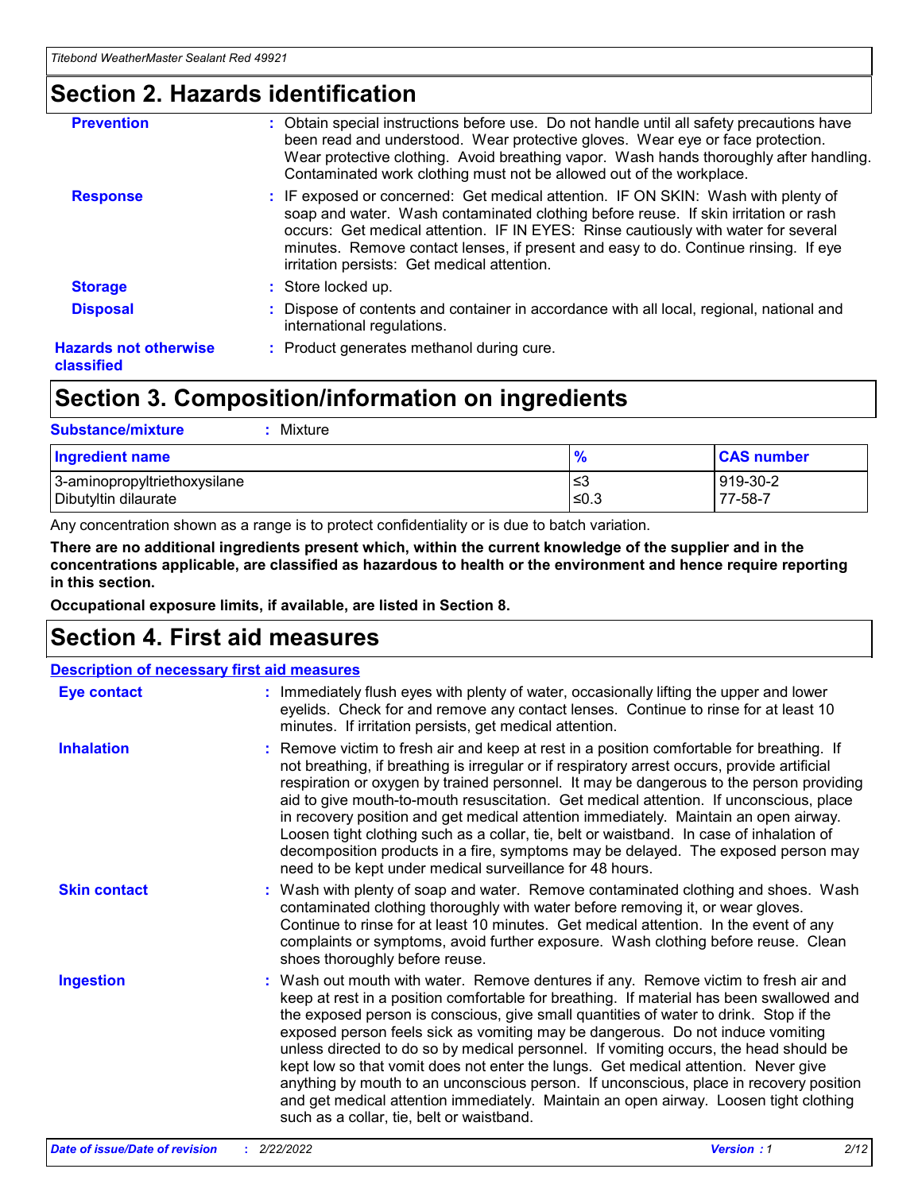## Section 2. Hazards identification

| | |
|---|---|
| **Prevention** | : Obtain special instructions before use. Do not handle until all safety precautions have been read and understood. Wear protective gloves. Wear eye or face protection. Wear protective clothing. Avoid breathing vapor. Wash hands thoroughly after handling. Contaminated work clothing must not be allowed out of the workplace. |
| **Response** | : IF exposed or concerned: Get medical attention. IF ON SKIN: Wash with plenty of soap and water. Wash contaminated clothing before reuse. If skin irritation or rash occurs: Get medical attention. IF IN EYES: Rinse cautiously with water for several minutes. Remove contact lenses, if present and easy to do. Continue rinsing. If eye irritation persists: Get medical attention. |
| **Storage** | : Store locked up. |
| **Disposal** | : Dispose of contents and container in accordance with all local, regional, national and international regulations. |
| **Hazards not otherwise classified** | : Product generates methanol during cure. |

## Section 3. Composition/information on ingredients

**Substance/mixture** : Mixture

| Ingredient name | % | CAS number |
|---|---|---|
| 3-aminopropyltriethoxysilane | ≤3 | 919-30-2 |
| Dibutyltin dilaurate | ≤0.3 | 77-58-7 |

Any concentration shown as a range is to protect confidentiality or is due to batch variation.

**There are no additional ingredients present which, within the current knowledge of the supplier and in the concentrations applicable, are classified as hazardous to health or the environment and hence require reporting in this section.**

**Occupational exposure limits, if available, are listed in Section 8.**

## Section 4. First aid measures

**Description of necessary first aid measures**

| | |
|---|---|
| **Eye contact** | : Immediately flush eyes with plenty of water, occasionally lifting the upper and lower eyelids. Check for and remove any contact lenses. Continue to rinse for at least 10 minutes. If irritation persists, get medical attention. |
| **Inhalation** | : Remove victim to fresh air and keep at rest in a position comfortable for breathing. If not breathing, if breathing is irregular or if respiratory arrest occurs, provide artificial respiration or oxygen by trained personnel. It may be dangerous to the person providing aid to give mouth-to-mouth resuscitation. Get medical attention. If unconscious, place in recovery position and get medical attention immediately. Maintain an open airway. Loosen tight clothing such as a collar, tie, belt or waistband. In case of inhalation of decomposition products in a fire, symptoms may be delayed. The exposed person may need to be kept under medical surveillance for 48 hours. |
| **Skin contact** | : Wash with plenty of soap and water. Remove contaminated clothing and shoes. Wash contaminated clothing thoroughly with water before removing it, or wear gloves. Continue to rinse for at least 10 minutes. Get medical attention. In the event of any complaints or symptoms, avoid further exposure. Wash clothing before reuse. Clean shoes thoroughly before reuse. |
| **Ingestion** | : Wash out mouth with water. Remove dentures if any. Remove victim to fresh air and keep at rest in a position comfortable for breathing. If material has been swallowed and the exposed person is conscious, give small quantities of water to drink. Stop if the exposed person feels sick as vomiting may be dangerous. Do not induce vomiting unless directed to do so by medical personnel. If vomiting occurs, the head should be kept low so that vomit does not enter the lungs. Get medical attention. Never give anything by mouth to an unconscious person. If unconscious, place in recovery position and get medical attention immediately. Maintain an open airway. Loosen tight clothing such as a collar, tie, belt or waistband. |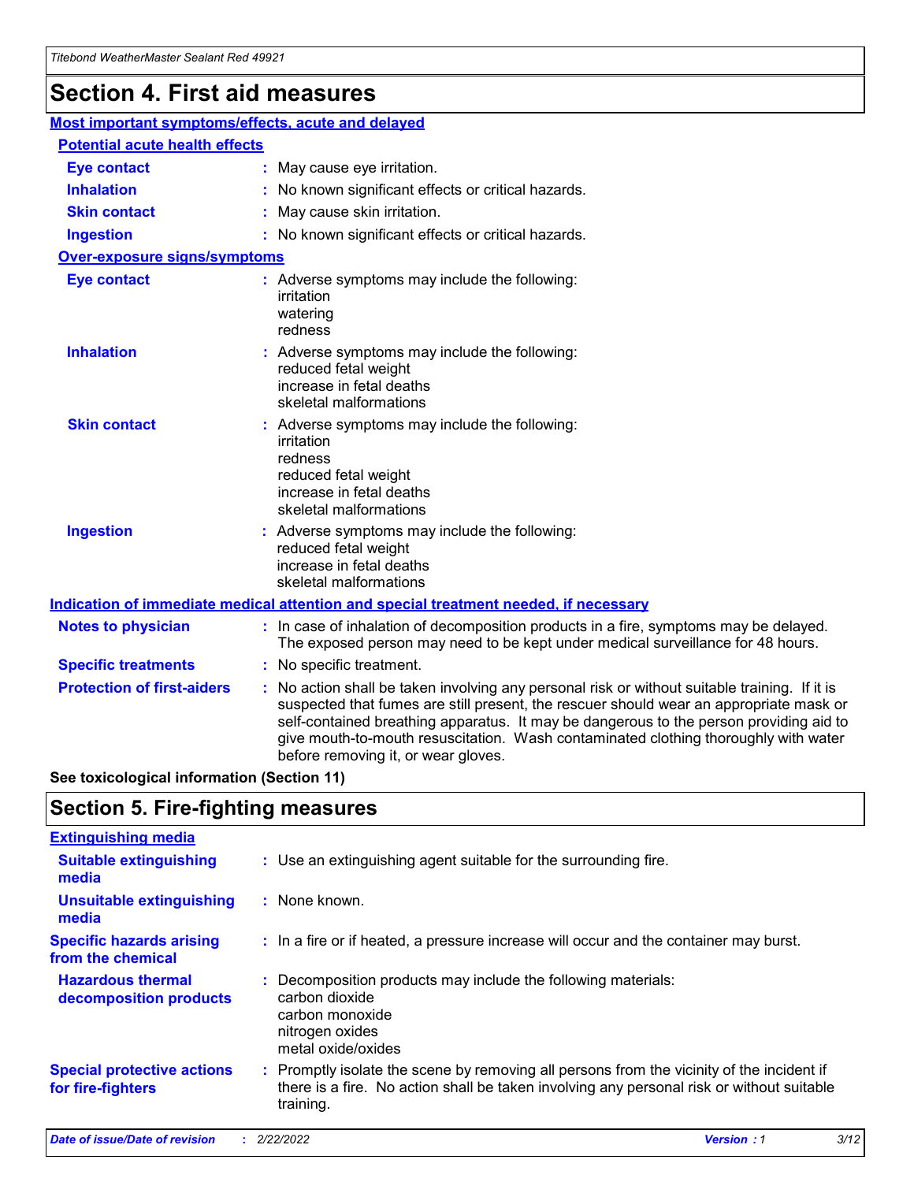# Section 4. First aid measures

## Most important symptoms/effects, acute and delayed

### Potential acute health effects

**Eye contact** : May cause eye irritation.

**Inhalation** : No known significant effects or critical hazards.

**Skin contact** : May cause skin irritation.

**Ingestion** : No known significant effects or critical hazards.

### Over-exposure signs/symptoms

**Eye contact** : Adverse symptoms may include the following:
irritation
watering
redness

**Inhalation** : Adverse symptoms may include the following:
reduced fetal weight
increase in fetal deaths
skeletal malformations

**Skin contact** : Adverse symptoms may include the following:
irritation
redness
reduced fetal weight
increase in fetal deaths
skeletal malformations

**Ingestion** : Adverse symptoms may include the following:
reduced fetal weight
increase in fetal deaths
skeletal malformations

## Indication of immediate medical attention and special treatment needed, if necessary

**Notes to physician** : In case of inhalation of decomposition products in a fire, symptoms may be delayed. The exposed person may need to be kept under medical surveillance for 48 hours.

**Specific treatments** : No specific treatment.

**Protection of first-aiders** : No action shall be taken involving any personal risk or without suitable training. If it is suspected that fumes are still present, the rescuer should wear an appropriate mask or self-contained breathing apparatus. It may be dangerous to the person providing aid to give mouth-to-mouth resuscitation. Wash contaminated clothing thoroughly with water before removing it, or wear gloves.

**See toxicological information (Section 11)**

# Section 5. Fire-fighting measures

## Extinguishing media

**Suitable extinguishing media** : Use an extinguishing agent suitable for the surrounding fire.

**Unsuitable extinguishing media** : None known.

**Specific hazards arising from the chemical** : In a fire or if heated, a pressure increase will occur and the container may burst.

**Hazardous thermal decomposition products** : Decomposition products may include the following materials:
carbon dioxide
carbon monoxide
nitrogen oxides
metal oxide/oxides

**Special protective actions for fire-fighters** : Promptly isolate the scene by removing all persons from the vicinity of the incident if there is a fire. No action shall be taken involving any personal risk or without suitable training.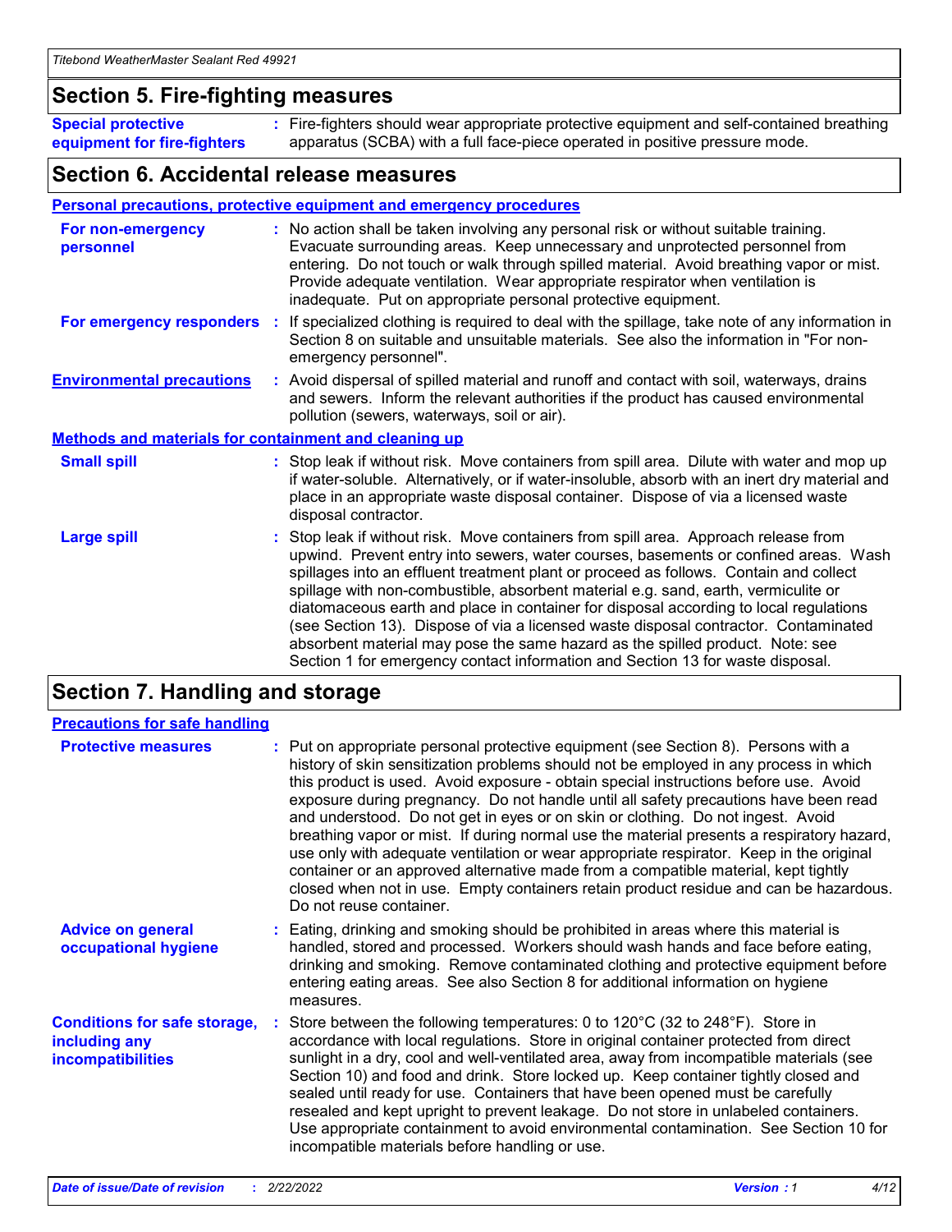## Section 5. Fire-fighting measures

**Special protective equipment for fire-fighters** : Fire-fighters should wear appropriate protective equipment and self-contained breathing apparatus (SCBA) with a full face-piece operated in positive pressure mode.

## Section 6. Accidental release measures

### Personal precautions, protective equipment and emergency procedures

**For non-emergency personnel** : No action shall be taken involving any personal risk or without suitable training. Evacuate surrounding areas. Keep unnecessary and unprotected personnel from entering. Do not touch or walk through spilled material. Avoid breathing vapor or mist. Provide adequate ventilation. Wear appropriate respirator when ventilation is inadequate. Put on appropriate personal protective equipment.

**For emergency responders** : If specialized clothing is required to deal with the spillage, take note of any information in Section 8 on suitable and unsuitable materials. See also the information in "For non-emergency personnel".

**Environmental precautions** : Avoid dispersal of spilled material and runoff and contact with soil, waterways, drains and sewers. Inform the relevant authorities if the product has caused environmental pollution (sewers, waterways, soil or air).

### Methods and materials for containment and cleaning up

**Small spill** : Stop leak if without risk. Move containers from spill area. Dilute with water and mop up if water-soluble. Alternatively, or if water-insoluble, absorb with an inert dry material and place in an appropriate waste disposal container. Dispose of via a licensed waste disposal contractor.

**Large spill** : Stop leak if without risk. Move containers from spill area. Approach release from upwind. Prevent entry into sewers, water courses, basements or confined areas. Wash spillages into an effluent treatment plant or proceed as follows. Contain and collect spillage with non-combustible, absorbent material e.g. sand, earth, vermiculite or diatomaceous earth and place in container for disposal according to local regulations (see Section 13). Dispose of via a licensed waste disposal contractor. Contaminated absorbent material may pose the same hazard as the spilled product. Note: see Section 1 for emergency contact information and Section 13 for waste disposal.

## Section 7. Handling and storage

### Precautions for safe handling

**Protective measures** : Put on appropriate personal protective equipment (see Section 8). Persons with a history of skin sensitization problems should not be employed in any process in which this product is used. Avoid exposure - obtain special instructions before use. Avoid exposure during pregnancy. Do not handle until all safety precautions have been read and understood. Do not get in eyes or on skin or clothing. Do not ingest. Avoid breathing vapor or mist. If during normal use the material presents a respiratory hazard, use only with adequate ventilation or wear appropriate respirator. Keep in the original container or an approved alternative made from a compatible material, kept tightly closed when not in use. Empty containers retain product residue and can be hazardous. Do not reuse container.

**Advice on general occupational hygiene** : Eating, drinking and smoking should be prohibited in areas where this material is handled, stored and processed. Workers should wash hands and face before eating, drinking and smoking. Remove contaminated clothing and protective equipment before entering eating areas. See also Section 8 for additional information on hygiene measures.

**Conditions for safe storage, including any incompatibilities** : Store between the following temperatures: 0 to 120°C (32 to 248°F). Store in accordance with local regulations. Store in original container protected from direct sunlight in a dry, cool and well-ventilated area, away from incompatible materials (see Section 10) and food and drink. Store locked up. Keep container tightly closed and sealed until ready for use. Containers that have been opened must be carefully resealed and kept upright to prevent leakage. Do not store in unlabeled containers. Use appropriate containment to avoid environmental contamination. See Section 10 for incompatible materials before handling or use.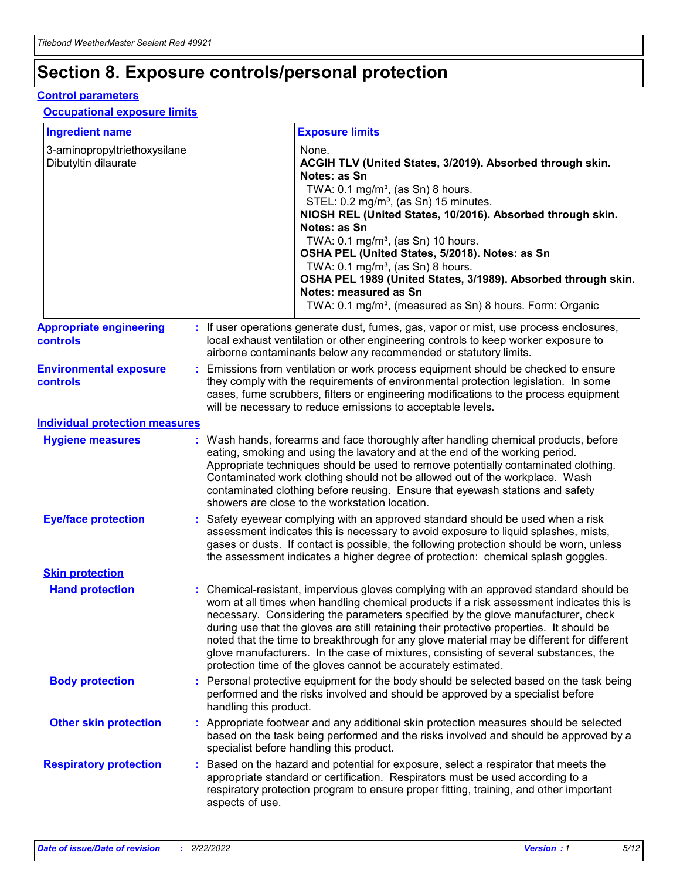# Section 8. Exposure controls/personal protection

## Control parameters

### Occupational exposure limits

| Ingredient name | Exposure limits |
|---|---|
| 3-aminopropyltriethoxysilane<br>Dibutyltin dilaurate | None.<br>**ACGIH TLV (United States, 3/2019). Absorbed through skin. Notes: as Sn**<br>TWA: 0.1 mg/m³, (as Sn) 8 hours.<br>STEL: 0.2 mg/m³, (as Sn) 15 minutes.<br>**NIOSH REL (United States, 10/2016). Absorbed through skin. Notes: as Sn**<br>TWA: 0.1 mg/m³, (as Sn) 10 hours.<br>**OSHA PEL (United States, 5/2018). Notes: as Sn**<br>TWA: 0.1 mg/m³, (as Sn) 8 hours.<br>**OSHA PEL 1989 (United States, 3/1989). Absorbed through skin. Notes: measured as Sn**<br>TWA: 0.1 mg/m³, (measured as Sn) 8 hours. Form: Organic |

**Appropriate engineering controls** : If user operations generate dust, fumes, gas, vapor or mist, use process enclosures, local exhaust ventilation or other engineering controls to keep worker exposure to airborne contaminants below any recommended or statutory limits.

**Environmental exposure controls** : Emissions from ventilation or work process equipment should be checked to ensure they comply with the requirements of environmental protection legislation. In some cases, fume scrubbers, filters or engineering modifications to the process equipment will be necessary to reduce emissions to acceptable levels.

## Individual protection measures

**Hygiene measures** : Wash hands, forearms and face thoroughly after handling chemical products, before eating, smoking and using the lavatory and at the end of the working period. Appropriate techniques should be used to remove potentially contaminated clothing. Contaminated work clothing should not be allowed out of the workplace. Wash contaminated clothing before reusing. Ensure that eyewash stations and safety showers are close to the workstation location.

**Eye/face protection** : Safety eyewear complying with an approved standard should be used when a risk assessment indicates this is necessary to avoid exposure to liquid splashes, mists, gases or dusts. If contact is possible, the following protection should be worn, unless the assessment indicates a higher degree of protection: chemical splash goggles.

### Skin protection

**Hand protection** : Chemical-resistant, impervious gloves complying with an approved standard should be worn at all times when handling chemical products if a risk assessment indicates this is necessary. Considering the parameters specified by the glove manufacturer, check during use that the gloves are still retaining their protective properties. It should be noted that the time to breakthrough for any glove material may be different for different glove manufacturers. In the case of mixtures, consisting of several substances, the protection time of the gloves cannot be accurately estimated.

**Body protection** : Personal protective equipment for the body should be selected based on the task being performed and the risks involved and should be approved by a specialist before handling this product.

**Other skin protection** : Appropriate footwear and any additional skin protection measures should be selected based on the task being performed and the risks involved and should be approved by a specialist before handling this product.

**Respiratory protection** : Based on the hazard and potential for exposure, select a respirator that meets the appropriate standard or certification. Respirators must be used according to a respiratory protection program to ensure proper fitting, training, and other important aspects of use.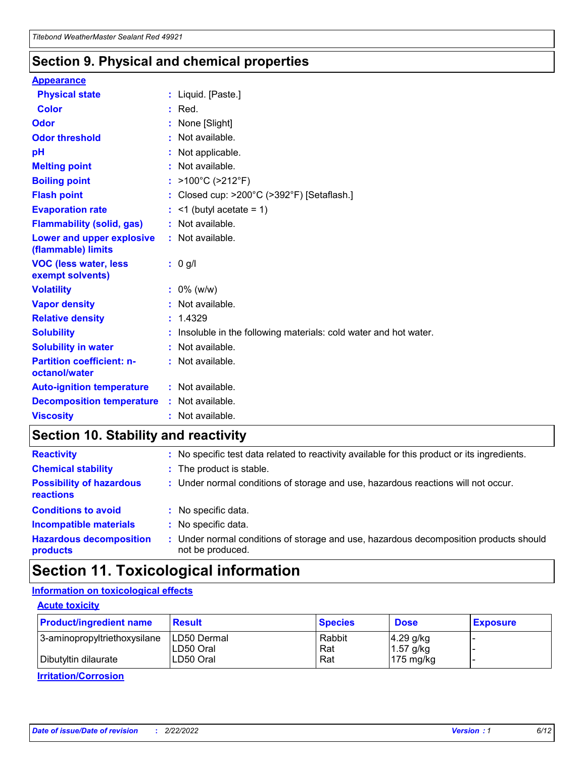## Section 9. Physical and chemical properties

**Appearance**

| | |
|---|---|
| **Physical state** | : Liquid. [Paste.] |
| **Color** | : Red. |
| **Odor** | : None [Slight] |
| **Odor threshold** | : Not available. |
| **pH** | : Not applicable. |
| **Melting point** | : Not available. |
| **Boiling point** | : >100°C (>212°F) |
| **Flash point** | : Closed cup: >200°C (>392°F) [Setaflash.] |
| **Evaporation rate** | : <1 (butyl acetate = 1) |
| **Flammability (solid, gas)** | : Not available. |
| **Lower and upper explosive (flammable) limits** | : Not available. |
| **VOC (less water, less exempt solvents)** | : 0 g/l |
| **Volatility** | : 0% (w/w) |
| **Vapor density** | : Not available. |
| **Relative density** | : 1.4329 |
| **Solubility** | : Insoluble in the following materials: cold water and hot water. |
| **Solubility in water** | : Not available. |
| **Partition coefficient: n-octanol/water** | : Not available. |
| **Auto-ignition temperature** | : Not available. |
| **Decomposition temperature** | : Not available. |
| **Viscosity** | : Not available. |

## Section 10. Stability and reactivity

| | |
|---|---|
| **Reactivity** | : No specific test data related to reactivity available for this product or its ingredients. |
| **Chemical stability** | : The product is stable. |
| **Possibility of hazardous reactions** | : Under normal conditions of storage and use, hazardous reactions will not occur. |
| **Conditions to avoid** | : No specific data. |
| **Incompatible materials** | : No specific data. |
| **Hazardous decomposition products** | : Under normal conditions of storage and use, hazardous decomposition products should not be produced. |

## Section 11. Toxicological information

**Information on toxicological effects**

**Acute toxicity**

| Product/ingredient name | Result | Species | Dose | Exposure |
|---|---|---|---|---|
| 3-aminopropyltriethoxysilane | LD50 Dermal | Rabbit | 4.29 g/kg | - |
| | LD50 Oral | Rat | 1.57 g/kg | - |
| Dibutyltin dilaurate | LD50 Oral | Rat | 175 mg/kg | - |

**Irritation/Corrosion**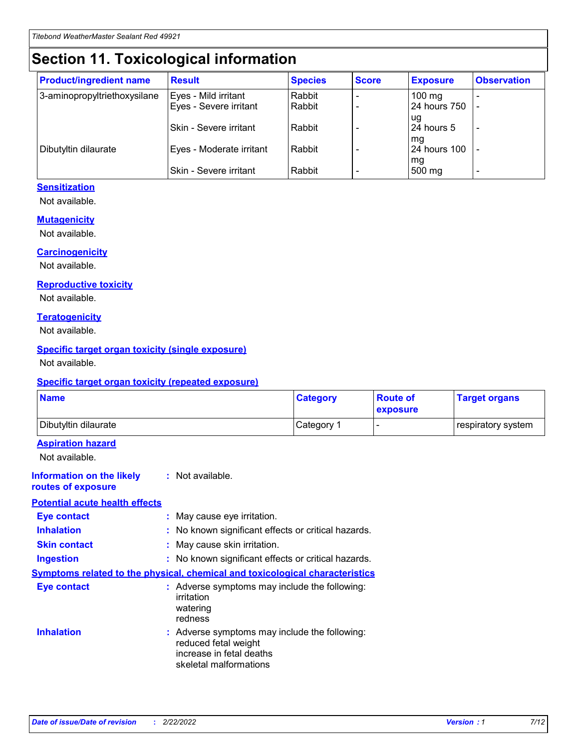# Section 11. Toxicological information

| Product/ingredient name | Result | Species | Score | Exposure | Observation |
|---|---|---|---|---|---|
| 3-aminopropyltriethoxysilane | Eyes - Mild irritant | Rabbit | - | 100 mg | - |
| | Eyes - Severe irritant | Rabbit | - | 24 hours 750 ug | - |
| | Skin - Severe irritant | Rabbit | - | 24 hours 5 mg | - |
| Dibutyltin dilaurate | Eyes - Moderate irritant | Rabbit | - | 24 hours 100 mg | - |
| | Skin - Severe irritant | Rabbit | - | 500 mg | - |

**Sensitization**

Not available.

**Mutagenicity**

Not available.

**Carcinogenicity**

Not available.

**Reproductive toxicity**

Not available.

**Teratogenicity**

Not available.

**Specific target organ toxicity (single exposure)**

Not available.

**Specific target organ toxicity (repeated exposure)**

| Name | Category | Route of exposure | Target organs |
|---|---|---|---|
| Dibutyltin dilaurate | Category 1 | - | respiratory system |

**Aspiration hazard**

Not available.

**Information on the likely routes of exposure** : Not available.

**Potential acute health effects**

**Eye contact** : May cause eye irritation.

**Inhalation** : No known significant effects or critical hazards.

**Skin contact** : May cause skin irritation.

**Ingestion** : No known significant effects or critical hazards.

**Symptoms related to the physical, chemical and toxicological characteristics**

**Eye contact** : Adverse symptoms may include the following:
irritation
watering
redness

**Inhalation** : Adverse symptoms may include the following:
reduced fetal weight
increase in fetal deaths
skeletal malformations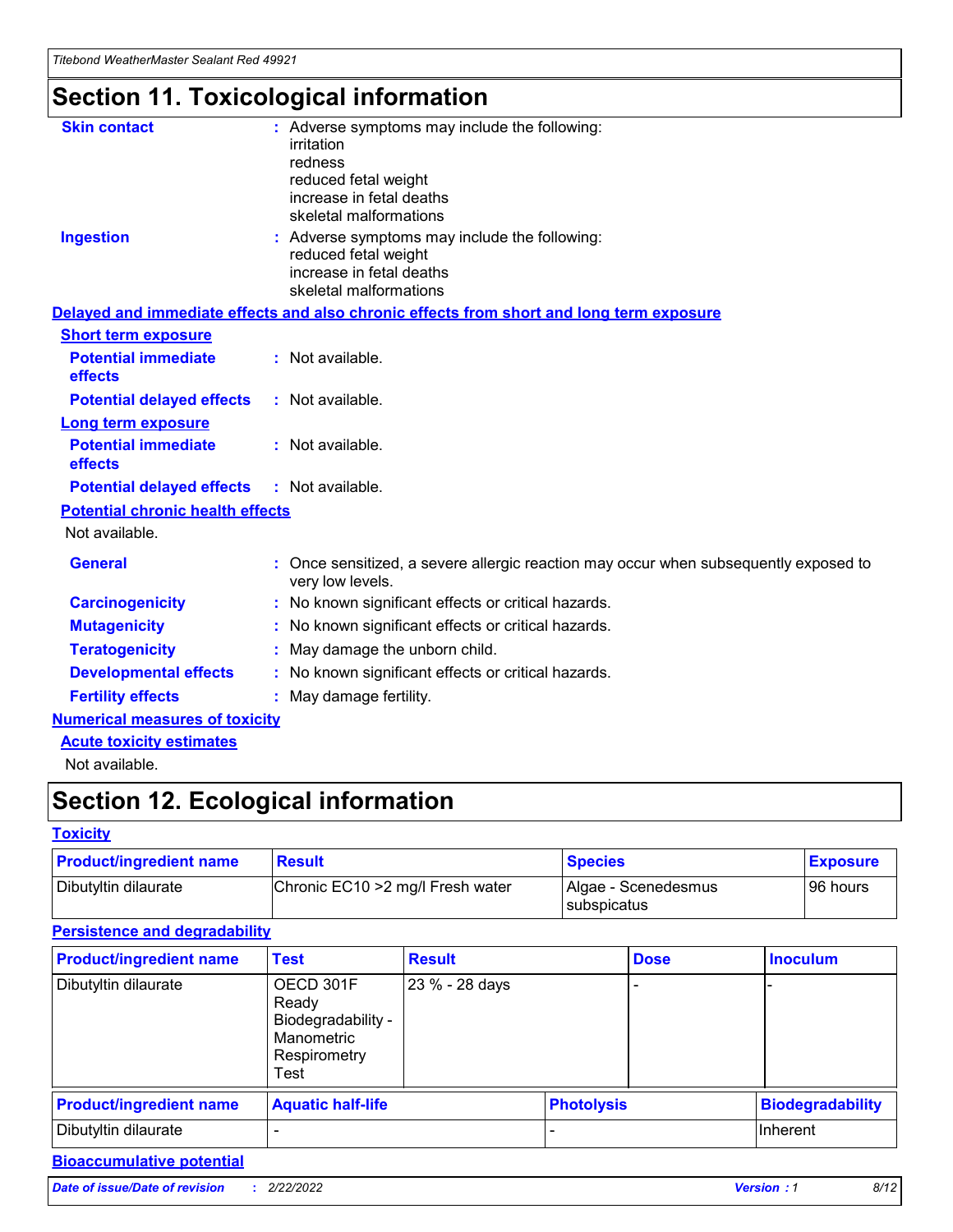# Section 11. Toxicological information

**Skin contact** : Adverse symptoms may include the following:
irritation
redness
reduced fetal weight
increase in fetal deaths
skeletal malformations

**Ingestion** : Adverse symptoms may include the following:
reduced fetal weight
increase in fetal deaths
skeletal malformations

**Delayed and immediate effects and also chronic effects from short and long term exposure**

**Short term exposure**

**Potential immediate effects** : Not available.

**Potential delayed effects** : Not available.

**Long term exposure**

**Potential immediate effects** : Not available.

**Potential delayed effects** : Not available.

**Potential chronic health effects**

Not available.

**General** : Once sensitized, a severe allergic reaction may occur when subsequently exposed to very low levels.

**Carcinogenicity** : No known significant effects or critical hazards.

**Mutagenicity** : No known significant effects or critical hazards.

**Teratogenicity** : May damage the unborn child.

**Developmental effects** : No known significant effects or critical hazards.

**Fertility effects** : May damage fertility.

**Numerical measures of toxicity**

**Acute toxicity estimates**

Not available.

# Section 12. Ecological information

**Toxicity**

| Product/ingredient name | Result | Species | Exposure |
|---|---|---|---|
| Dibutyltin dilaurate | Chronic EC10 >2 mg/l Fresh water | Algae - Scenedesmus subspicatus | 96 hours |

**Persistence and degradability**

| Product/ingredient name | Test | Result | Dose | Inoculum |
|---|---|---|---|---|
| Dibutyltin dilaurate | OECD 301F Ready Biodegradability - Manometric Respirometry Test | 23 % - 28 days | - | - |

| Product/ingredient name | Aquatic half-life | Photolysis | Biodegradability |
|---|---|---|---|
| Dibutyltin dilaurate | - | - | Inherent |

**Bioaccumulative potential**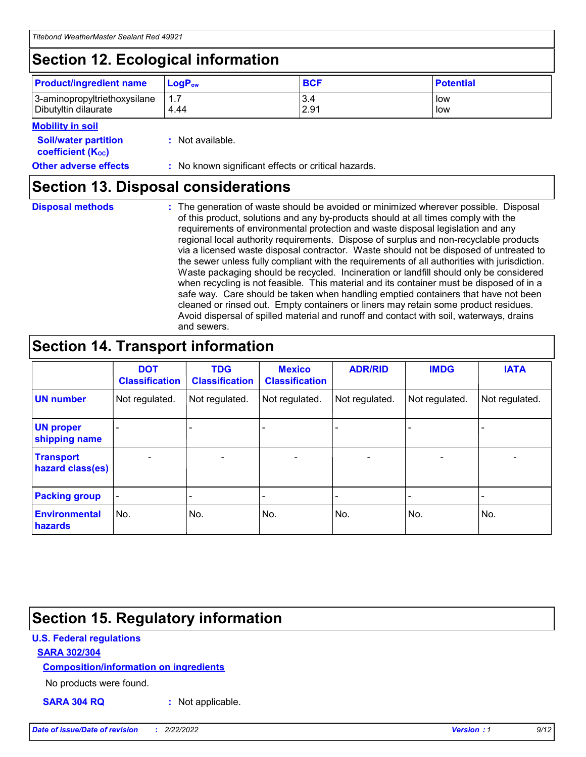## Section 12. Ecological information

| Product/ingredient name | $LogP_{ow}$ | BCF | Potential |
|---|---|---|---|
| 3-aminopropyltriethoxysilane | 1.7 | 3.4 | low |
| Dibutyltin dilaurate | 4.44 | 2.91 | low |

**Mobility in soil**

**Soil/water partition coefficient ($K_{OC}$)** : Not available.

**Other adverse effects** : No known significant effects or critical hazards.

## Section 13. Disposal considerations

**Disposal methods** : The generation of waste should be avoided or minimized wherever possible. Disposal of this product, solutions and any by-products should at all times comply with the requirements of environmental protection and waste disposal legislation and any regional local authority requirements. Dispose of surplus and non-recyclable products via a licensed waste disposal contractor. Waste should not be disposed of untreated to the sewer unless fully compliant with the requirements of all authorities with jurisdiction. Waste packaging should be recycled. Incineration or landfill should only be considered when recycling is not feasible. This material and its container must be disposed of in a safe way. Care should be taken when handling emptied containers that have not been cleaned or rinsed out. Empty containers or liners may retain some product residues. Avoid dispersal of spilled material and runoff and contact with soil, waterways, drains and sewers.

## Section 14. Transport information

| | DOT Classification | TDG Classification | Mexico Classification | ADR/RID | IMDG | IATA |
|---|---|---|---|---|---|---|
| UN number | Not regulated. | Not regulated. | Not regulated. | Not regulated. | Not regulated. | Not regulated. |
| UN proper shipping name | - | - | - | - | - | - |
| Transport hazard class(es) | - | - | - | - | - | - |
| Packing group | - | - | - | - | - | - |
| Environmental hazards | No. | No. | No. | No. | No. | No. |

## Section 15. Regulatory information

**U.S. Federal regulations**

**SARA 302/304**

**Composition/information on ingredients**

No products were found.

**SARA 304 RQ** : Not applicable.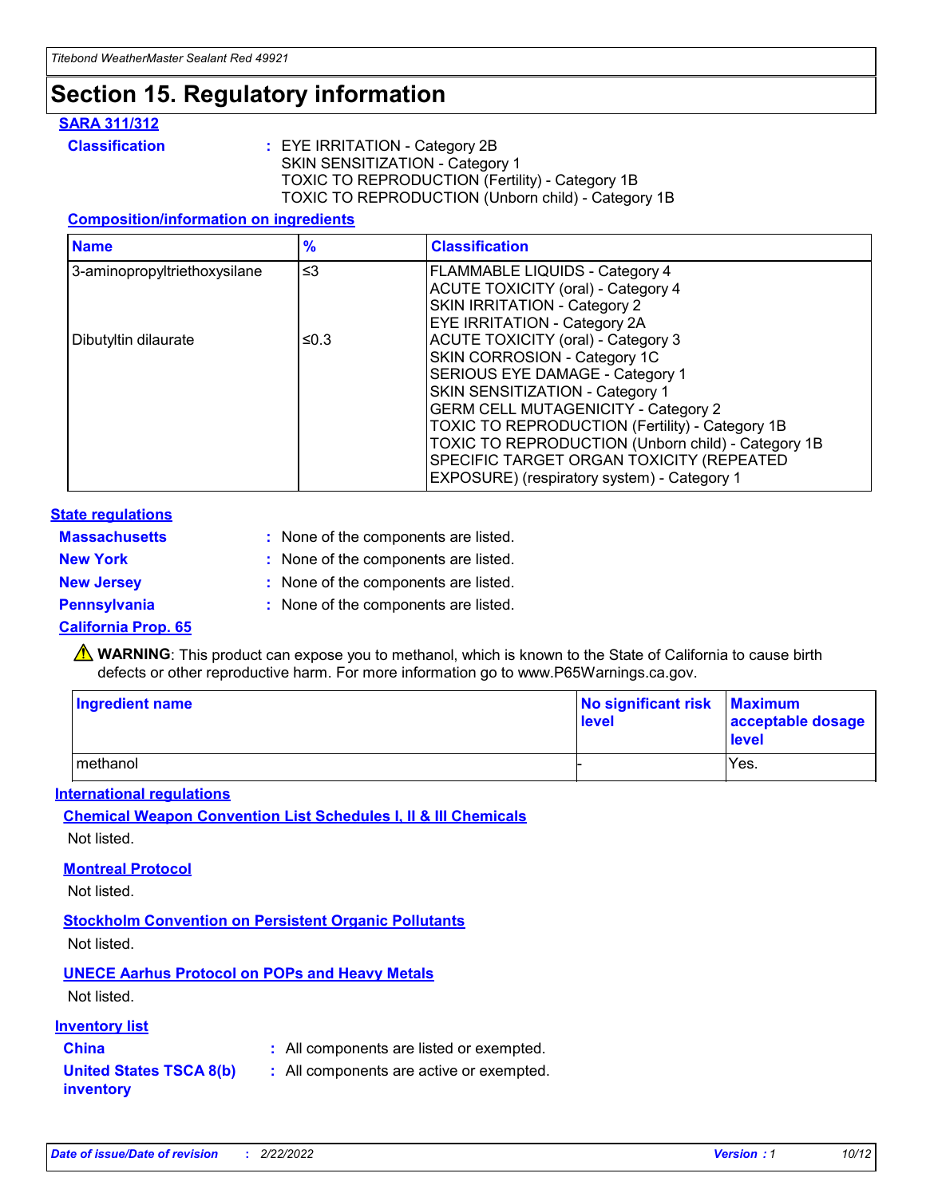# Section 15. Regulatory information

## SARA 311/312

**Classification** : EYE IRRITATION - Category 2B
SKIN SENSITIZATION - Category 1
TOXIC TO REPRODUCTION (Fertility) - Category 1B
TOXIC TO REPRODUCTION (Unborn child) - Category 1B

### Composition/information on ingredients

| Name | % | Classification |
| --- | --- | --- |
| 3-aminopropyltriethoxysilane | ≤3 | FLAMMABLE LIQUIDS - Category 4<br>ACUTE TOXICITY (oral) - Category 4<br>SKIN IRRITATION - Category 2<br>EYE IRRITATION - Category 2A |
| Dibutyltin dilaurate | ≤0.3 | ACUTE TOXICITY (oral) - Category 3<br>SKIN CORROSION - Category 1C<br>SERIOUS EYE DAMAGE - Category 1<br>SKIN SENSITIZATION - Category 1<br>GERM CELL MUTAGENICITY - Category 2<br>TOXIC TO REPRODUCTION (Fertility) - Category 1B<br>TOXIC TO REPRODUCTION (Unborn child) - Category 1B<br>SPECIFIC TARGET ORGAN TOXICITY (REPEATED EXPOSURE) (respiratory system) - Category 1 |

## State regulations

**Massachusetts** : None of the components are listed.

**New York** : None of the components are listed.

**New Jersey** : None of the components are listed.

**Pennsylvania** : None of the components are listed.

### California Prop. 65

⚠ **WARNING**: This product can expose you to methanol, which is known to the State of California to cause birth defects or other reproductive harm. For more information go to www.P65Warnings.ca.gov.

| Ingredient name | No significant risk level | Maximum acceptable dosage level |
| --- | --- | --- |
| methanol | - | Yes. |

## International regulations

### Chemical Weapon Convention List Schedules I, II & III Chemicals

Not listed.

### Montreal Protocol

Not listed.

### Stockholm Convention on Persistent Organic Pollutants

Not listed.

### UNECE Aarhus Protocol on POPs and Heavy Metals

Not listed.

## Inventory list

**China** : All components are listed or exempted.

**United States TSCA 8(b) inventory** : All components are active or exempted.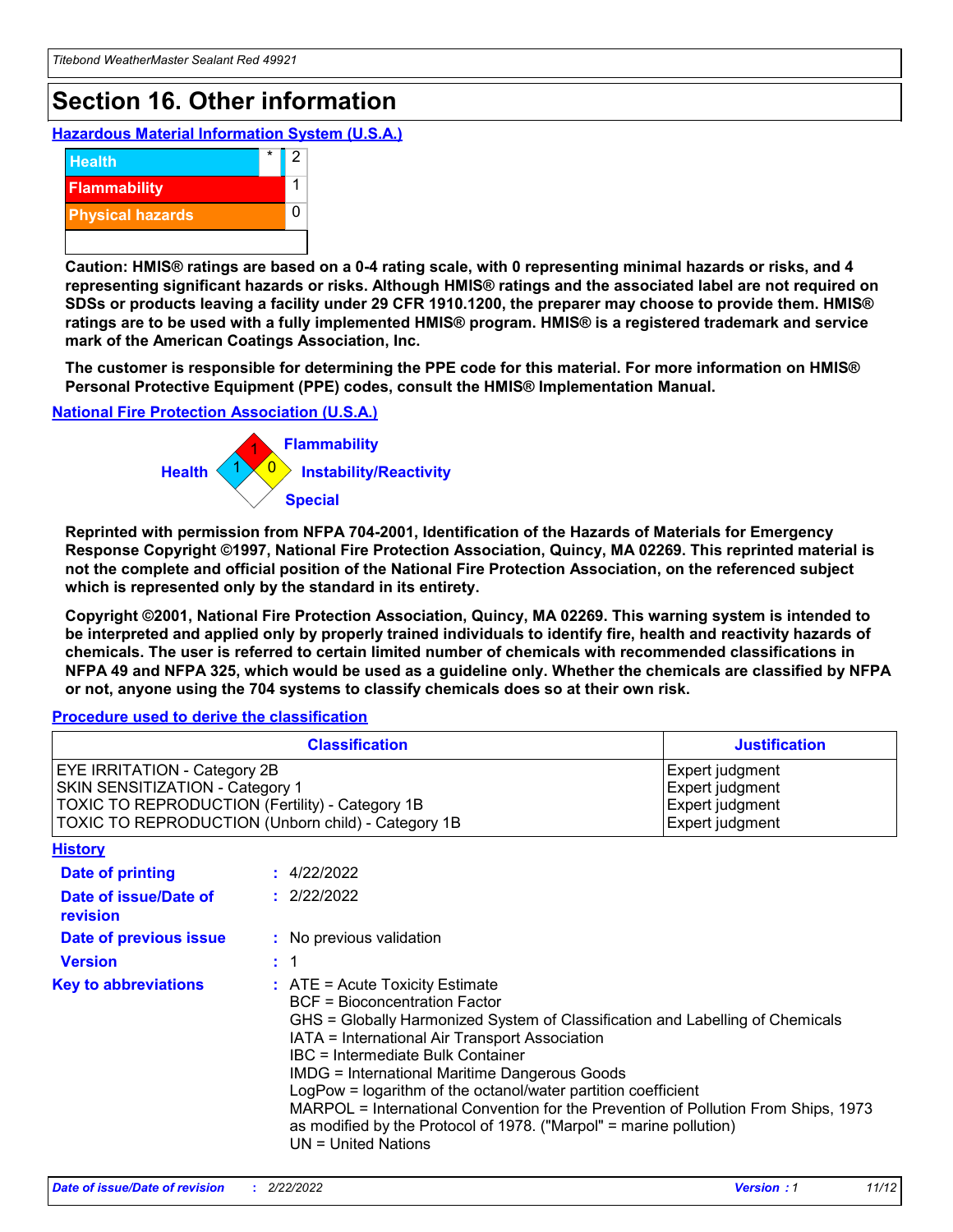# Section 16. Other information

### Hazardous Material Information System (U.S.A.)

| | | |
|---|---|---|
| Health | * | 2 |
| Flammability | | 1 |
| Physical hazards | | 0 |
| | | |

**Caution: HMIS® ratings are based on a 0-4 rating scale, with 0 representing minimal hazards or risks, and 4 representing significant hazards or risks. Although HMIS® ratings and the associated label are not required on SDSs or products leaving a facility under 29 CFR 1910.1200, the preparer may choose to provide them. HMIS® ratings are to be used with a fully implemented HMIS® program. HMIS® is a registered trademark and service mark of the American Coatings Association, Inc.**

**The customer is responsible for determining the PPE code for this material. For more information on HMIS® Personal Protective Equipment (PPE) codes, consult the HMIS® Implementation Manual.**

### National Fire Protection Association (U.S.A.)

Flammability: 1
Health: 1
Instability/Reactivity: 0
Special:

**Reprinted with permission from NFPA 704-2001, Identification of the Hazards of Materials for Emergency Response Copyright ©1997, National Fire Protection Association, Quincy, MA 02269. This reprinted material is not the complete and official position of the National Fire Protection Association, on the referenced subject which is represented only by the standard in its entirety.**

**Copyright ©2001, National Fire Protection Association, Quincy, MA 02269. This warning system is intended to be interpreted and applied only by properly trained individuals to identify fire, health and reactivity hazards of chemicals. The user is referred to certain limited number of chemicals with recommended classifications in NFPA 49 and NFPA 325, which would be used as a guideline only. Whether the chemicals are classified by NFPA or not, anyone using the 704 systems to classify chemicals does so at their own risk.**

### Procedure used to derive the classification

| Classification | Justification |
|---|---|
| EYE IRRITATION - Category 2B | Expert judgment |
| SKIN SENSITIZATION - Category 1 | Expert judgment |
| TOXIC TO REPRODUCTION (Fertility) - Category 1B | Expert judgment |
| TOXIC TO REPRODUCTION (Unborn child) - Category 1B | Expert judgment |

### History

**Date of printing** : 4/22/2022

**Date of issue/Date of revision** : 2/22/2022

**Date of previous issue** : No previous validation

**Version** : 1

**Key to abbreviations** : ATE = Acute Toxicity Estimate
BCF = Bioconcentration Factor
GHS = Globally Harmonized System of Classification and Labelling of Chemicals
IATA = International Air Transport Association
IBC = Intermediate Bulk Container
IMDG = International Maritime Dangerous Goods
LogPow = logarithm of the octanol/water partition coefficient
MARPOL = International Convention for the Prevention of Pollution From Ships, 1973 as modified by the Protocol of 1978. ("Marpol" = marine pollution)
UN = United Nations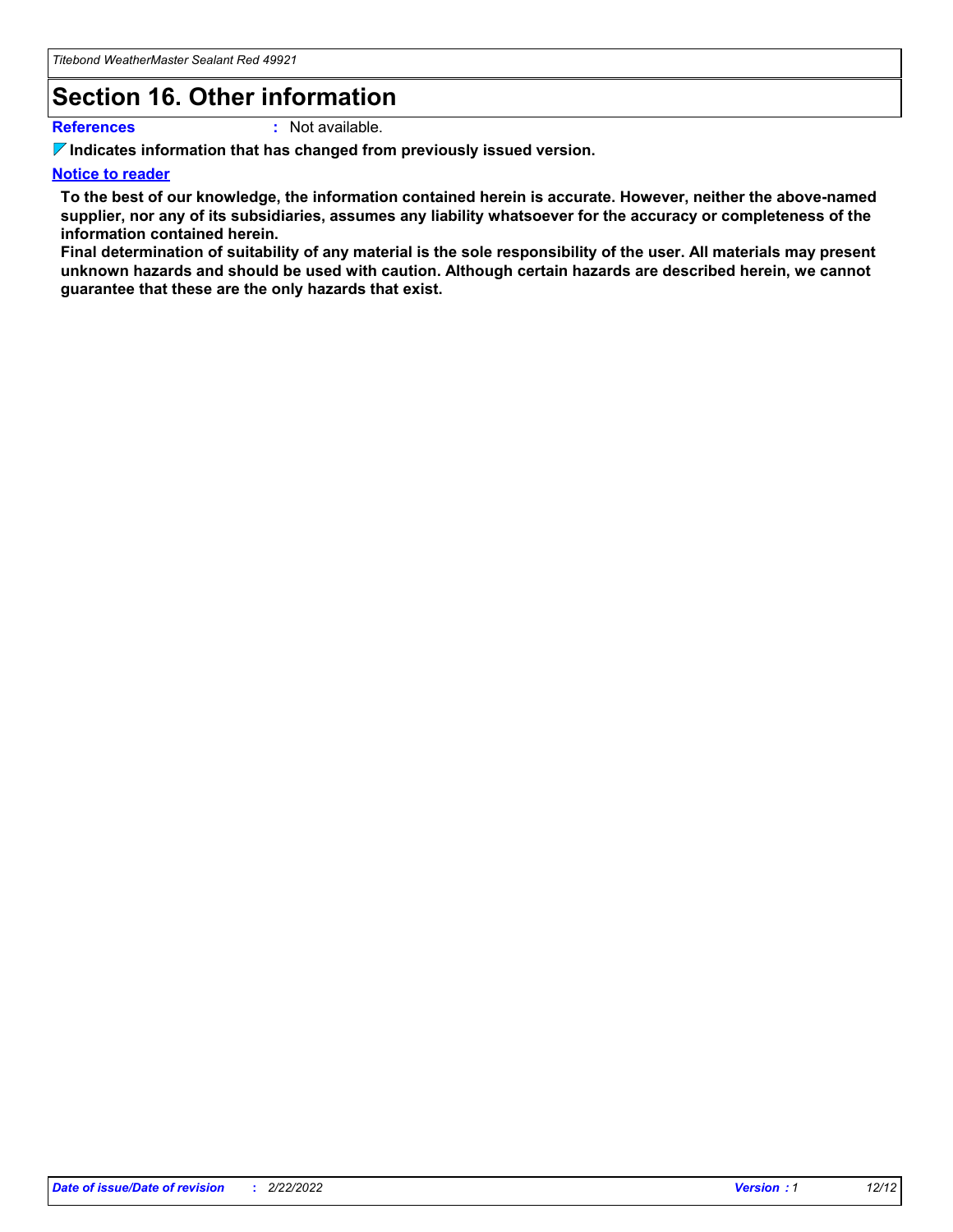# Section 16. Other information

**References** : Not available.

**Indicates information that has changed from previously issued version.**

**Notice to reader**

**To the best of our knowledge, the information contained herein is accurate. However, neither the above-named supplier, nor any of its subsidiaries, assumes any liability whatsoever for the accuracy or completeness of the information contained herein.**
**Final determination of suitability of any material is the sole responsibility of the user. All materials may present unknown hazards and should be used with caution. Although certain hazards are described herein, we cannot guarantee that these are the only hazards that exist.**